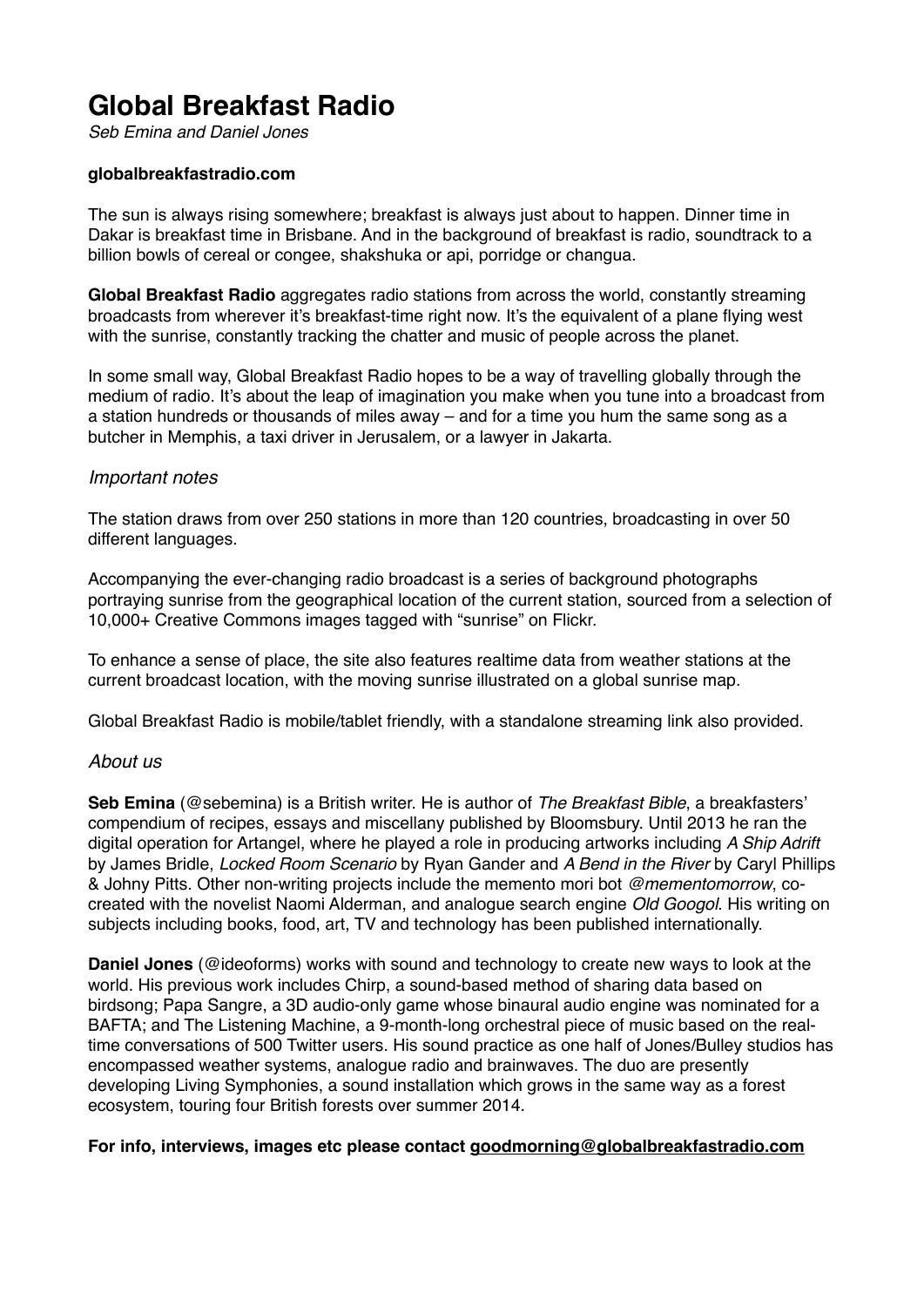# Global Breakfast Radio

*Seb Emina and Daniel Jones*

**globalbreakfastradio.com**

The sun is always rising somewhere; breakfast is always just about to happen. Dinner time in Dakar is breakfast time in Brisbane. And in the background of breakfast is radio, soundtrack to a billion bowls of cereal or congee, shakshuka or api, porridge or changua.

**Global Breakfast Radio** aggregates radio stations from across the world, constantly streaming broadcasts from wherever it's breakfast-time right now. It's the equivalent of a plane flying west with the sunrise, constantly tracking the chatter and music of people across the planet.

In some small way, Global Breakfast Radio hopes to be a way of travelling globally through the medium of radio. It's about the leap of imagination you make when you tune into a broadcast from a station hundreds or thousands of miles away – and for a time you hum the same song as a butcher in Memphis, a taxi driver in Jerusalem, or a lawyer in Jakarta.

## *Important notes*

The station draws from over 250 stations in more than 120 countries, broadcasting in over 50 different languages.

Accompanying the ever-changing radio broadcast is a series of background photographs portraying sunrise from the geographical location of the current station, sourced from a selection of 10,000+ Creative Commons images tagged with "sunrise" on Flickr.

To enhance a sense of place, the site also features realtime data from weather stations at the current broadcast location, with the moving sunrise illustrated on a global sunrise map.

Global Breakfast Radio is mobile/tablet friendly, with a standalone streaming link also provided.

## *About us*

**Seb Emina** (@sebemina) is a British writer. He is author of *The Breakfast Bible*, a breakfasters' compendium of recipes, essays and miscellany published by Bloomsbury. Until 2013 he ran the digital operation for Artangel, where he played a role in producing artworks including *A Ship Adrift* by James Bridle, *Locked Room Scenario* by Ryan Gander and *A Bend in the River* by Caryl Phillips & Johny Pitts. Other non-writing projects include the memento mori bot *@mementomorrow*, co-created with the novelist Naomi Alderman, and analogue search engine *Old Googol.* His writing on subjects including books, food, art, TV and technology has been published internationally.

**Daniel Jones** (@ideoforms) works with sound and technology to create new ways to look at the world. His previous work includes Chirp, a sound-based method of sharing data based on birdsong; Papa Sangre, a 3D audio-only game whose binaural audio engine was nominated for a BAFTA; and The Listening Machine, a 9-month-long orchestral piece of music based on the real-time conversations of 500 Twitter users. His sound practice as one half of Jones/Bulley studios has encompassed weather systems, analogue radio and brainwaves. The duo are presently developing Living Symphonies, a sound installation which grows in the same way as a forest ecosystem, touring four British forests over summer 2014.

**For info, interviews, images etc please contact goodmorning@globalbreakfastradio.com**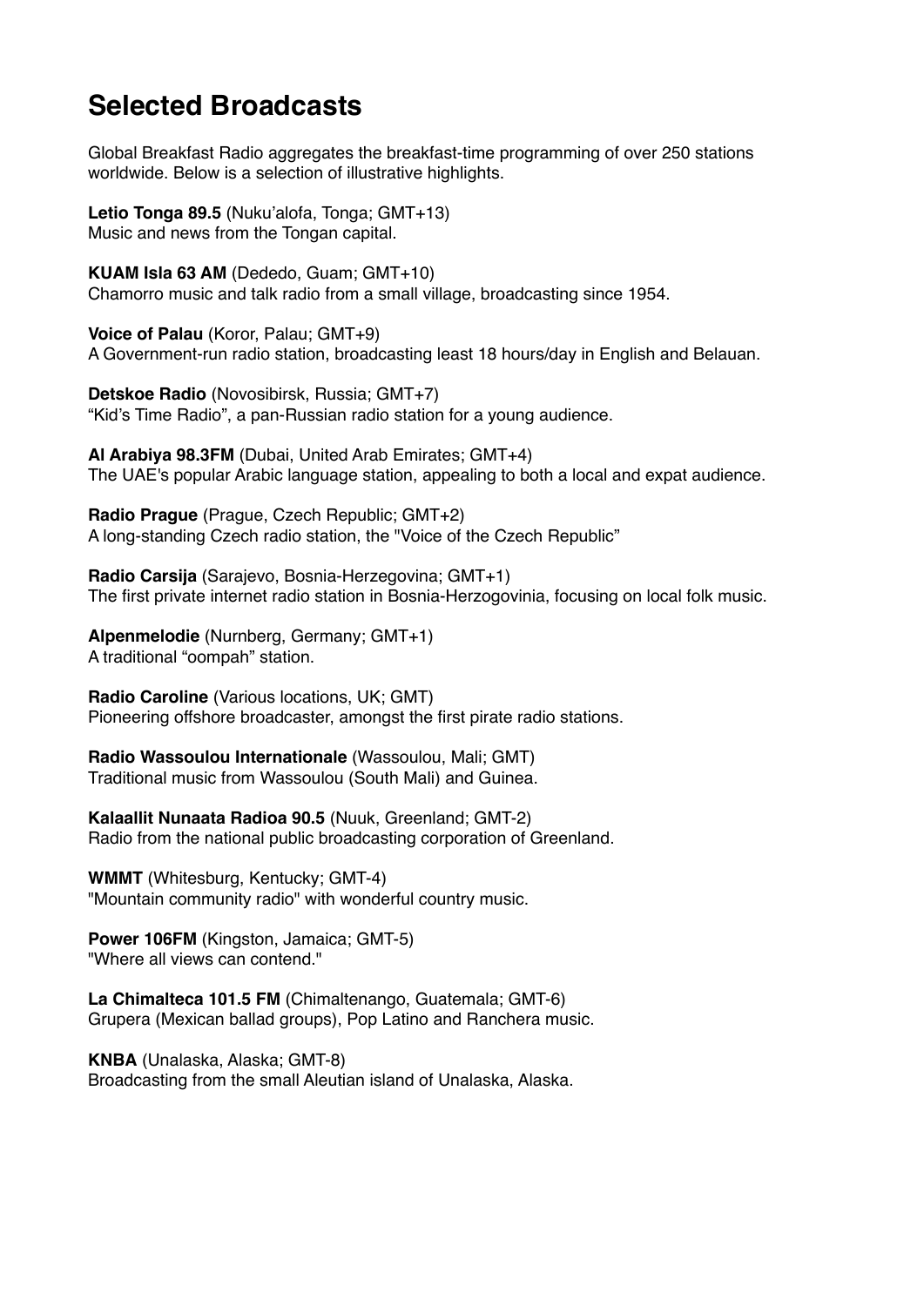## Selected Broadcasts

Global Breakfast Radio aggregates the breakfast-time programming of over 250 stations worldwide. Below is a selection of illustrative highlights.

**Letio Tonga 89.5** (Nuku'alofa, Tonga; GMT+13)
Music and news from the Tongan capital.

**KUAM Isla 63 AM** (Dededo, Guam; GMT+10)
Chamorro music and talk radio from a small village, broadcasting since 1954.

**Voice of Palau** (Koror, Palau; GMT+9)
A Government-run radio station, broadcasting least 18 hours/day in English and Belauan.

**Detskoe Radio** (Novosibirsk, Russia; GMT+7)
"Kid's Time Radio", a pan-Russian radio station for a young audience.

**Al Arabiya 98.3FM** (Dubai, United Arab Emirates; GMT+4)
The UAE's popular Arabic language station, appealing to both a local and expat audience.

**Radio Prague** (Prague, Czech Republic; GMT+2)
A long-standing Czech radio station, the "Voice of the Czech Republic"

**Radio Carsija** (Sarajevo, Bosnia-Herzegovina; GMT+1)
The first private internet radio station in Bosnia-Herzogovinia, focusing on local folk music.

**Alpenmelodie** (Nurnberg, Germany; GMT+1)
A traditional "oompah" station.

**Radio Caroline** (Various locations, UK; GMT)
Pioneering offshore broadcaster, amongst the first pirate radio stations.

**Radio Wassoulou Internationale** (Wassoulou, Mali; GMT)
Traditional music from Wassoulou (South Mali) and Guinea.

**Kalaallit Nunaata Radioa 90.5** (Nuuk, Greenland; GMT-2)
Radio from the national public broadcasting corporation of Greenland.

**WMMT** (Whitesburg, Kentucky; GMT-4)
"Mountain community radio" with wonderful country music.

**Power 106FM** (Kingston, Jamaica; GMT-5)
"Where all views can contend."

**La Chimalteca 101.5 FM** (Chimaltenango, Guatemala; GMT-6)
Grupera (Mexican ballad groups), Pop Latino and Ranchera music.

**KNBA** (Unalaska, Alaska; GMT-8)
Broadcasting from the small Aleutian island of Unalaska, Alaska.